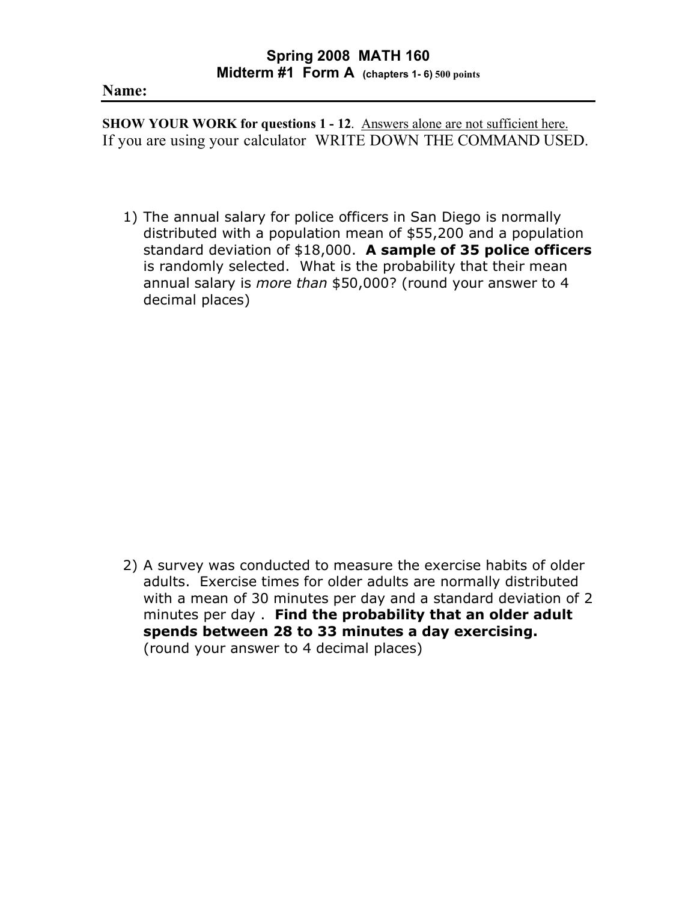# Spring 2008 MATH 160
## Midterm #1 Form A (chapters 1- 6) 500 points

**Name:**

---

**SHOW YOUR WORK for questions 1 - 12**. Answers alone are not sufficient here.
If you are using your calculator WRITE DOWN THE COMMAND USED.

1) The annual salary for police officers in San Diego is normally distributed with a population mean of $55,200 and a population standard deviation of $18,000. **A sample of 35 police officers** is randomly selected. What is the probability that their mean annual salary is *more than* $50,000? (round your answer to 4 decimal places)

2) A survey was conducted to measure the exercise habits of older adults. Exercise times for older adults are normally distributed with a mean of 30 minutes per day and a standard deviation of 2 minutes per day . **Find the probability that an older adult spends between 28 to 33 minutes a day exercising.** (round your answer to 4 decimal places)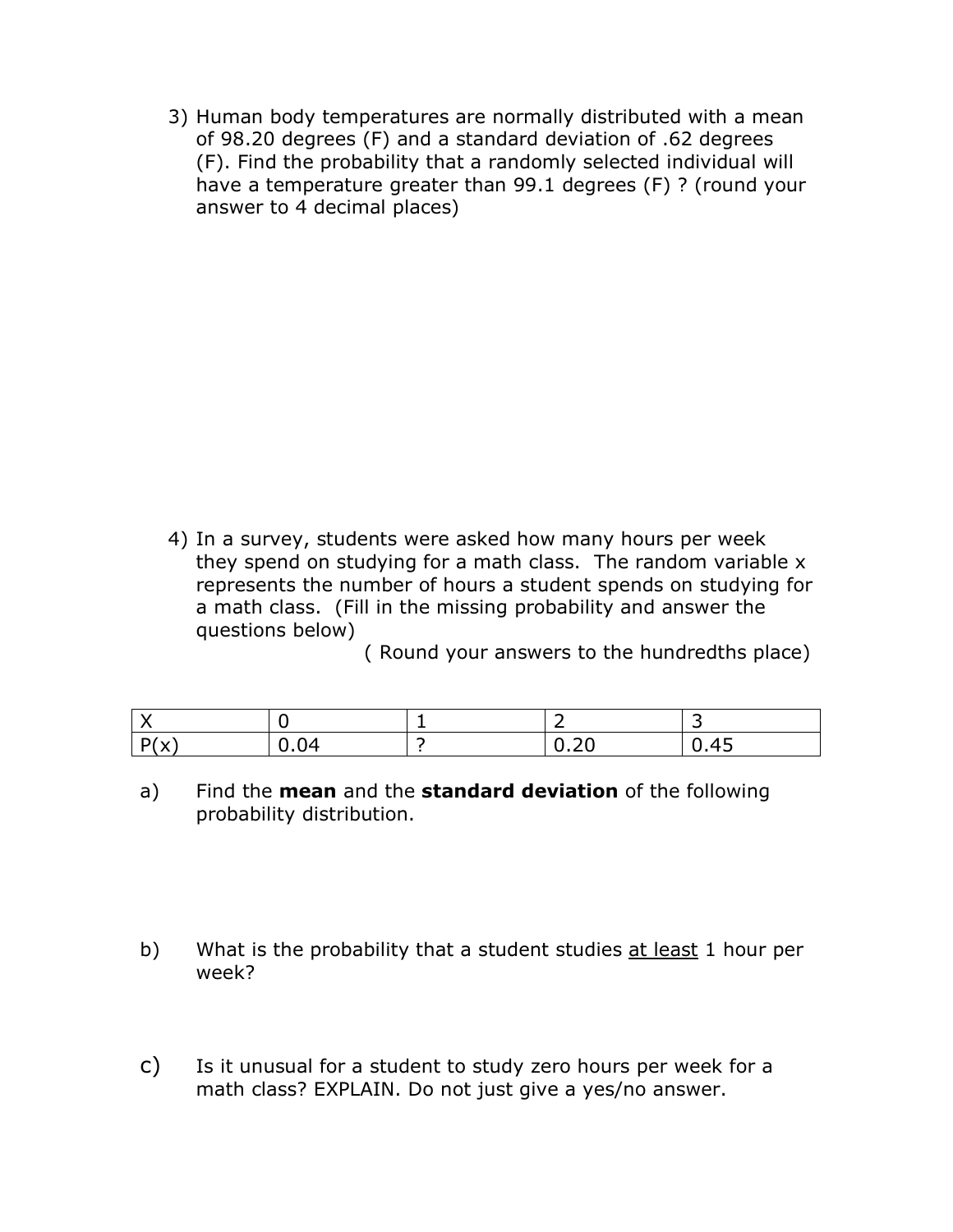3) Human body temperatures are normally distributed with a mean of 98.20 degrees (F) and a standard deviation of .62 degrees (F). Find the probability that a randomly selected individual will have a temperature greater than 99.1 degrees (F) ? (round your answer to 4 decimal places)

4) In a survey, students were asked how many hours per week they spend on studying for a math class. The random variable x represents the number of hours a student spends on studying for a math class. (Fill in the missing probability and answer the questions below)

( Round your answers to the hundredths place)

| X | 0 | 1 | 2 | 3 |
|---|---|---|---|---|
| P(x) | 0.04 | ? | 0.20 | 0.45 |

a) Find the **mean** and the **standard deviation** of the following probability distribution.

b) What is the probability that a student studies <u>at least</u> 1 hour per week?

c) Is it unusual for a student to study zero hours per week for a math class? EXPLAIN. Do not just give a yes/no answer.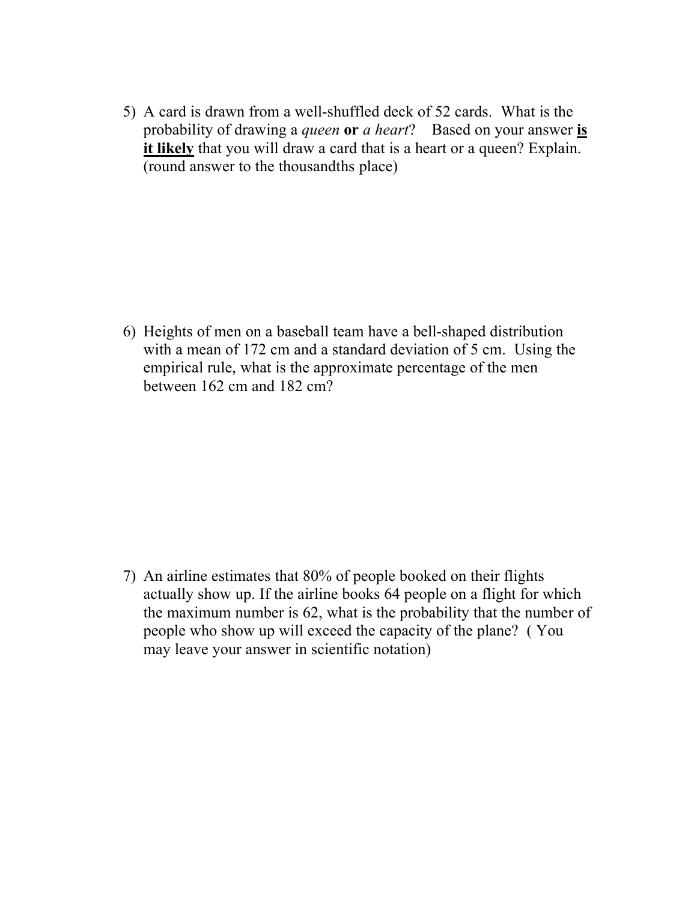5) A card is drawn from a well-shuffled deck of 52 cards. What is the probability of drawing a *queen* **or** *a heart*? Based on your answer **<u>is it likely</u>** that you will draw a card that is a heart or a queen? Explain. (round answer to the thousandths place)

6) Heights of men on a baseball team have a bell-shaped distribution with a mean of 172 cm and a standard deviation of 5 cm. Using the empirical rule, what is the approximate percentage of the men between 162 cm and 182 cm?

7) An airline estimates that 80% of people booked on their flights actually show up. If the airline books 64 people on a flight for which the maximum number is 62, what is the probability that the number of people who show up will exceed the capacity of the plane? ( You may leave your answer in scientific notation)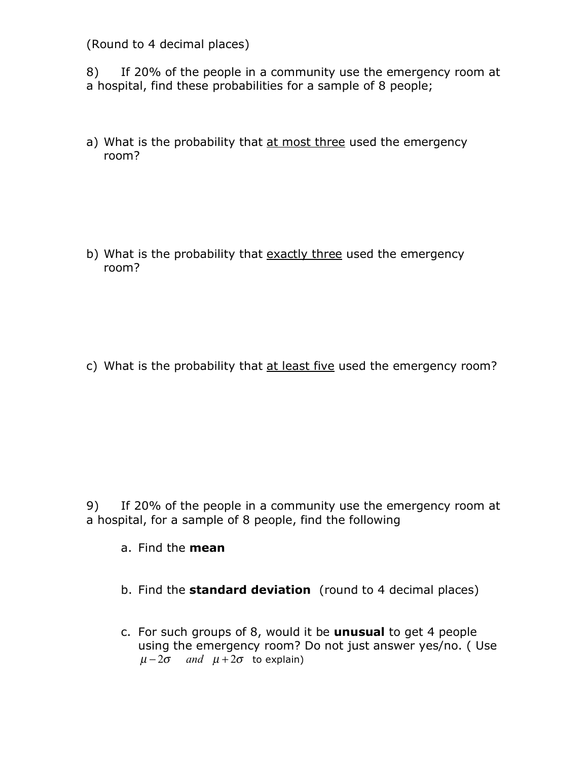(Round to 4 decimal places)

8) If 20% of the people in a community use the emergency room at a hospital, find these probabilities for a sample of 8 people;

a) What is the probability that <u>at most three</u> used the emergency room?

b) What is the probability that <u>exactly three</u> used the emergency room?

c) What is the probability that <u>at least five</u> used the emergency room?

9) If 20% of the people in a community use the emergency room at a hospital, for a sample of 8 people, find the following

a. Find the **mean**

b. Find the **standard deviation** (round to 4 decimal places)

c. For such groups of 8, would it be **unusual** to get 4 people using the emergency room? Do not just answer yes/no. ( Use $\mu - 2\sigma$ *and* $\mu + 2\sigma$ to explain)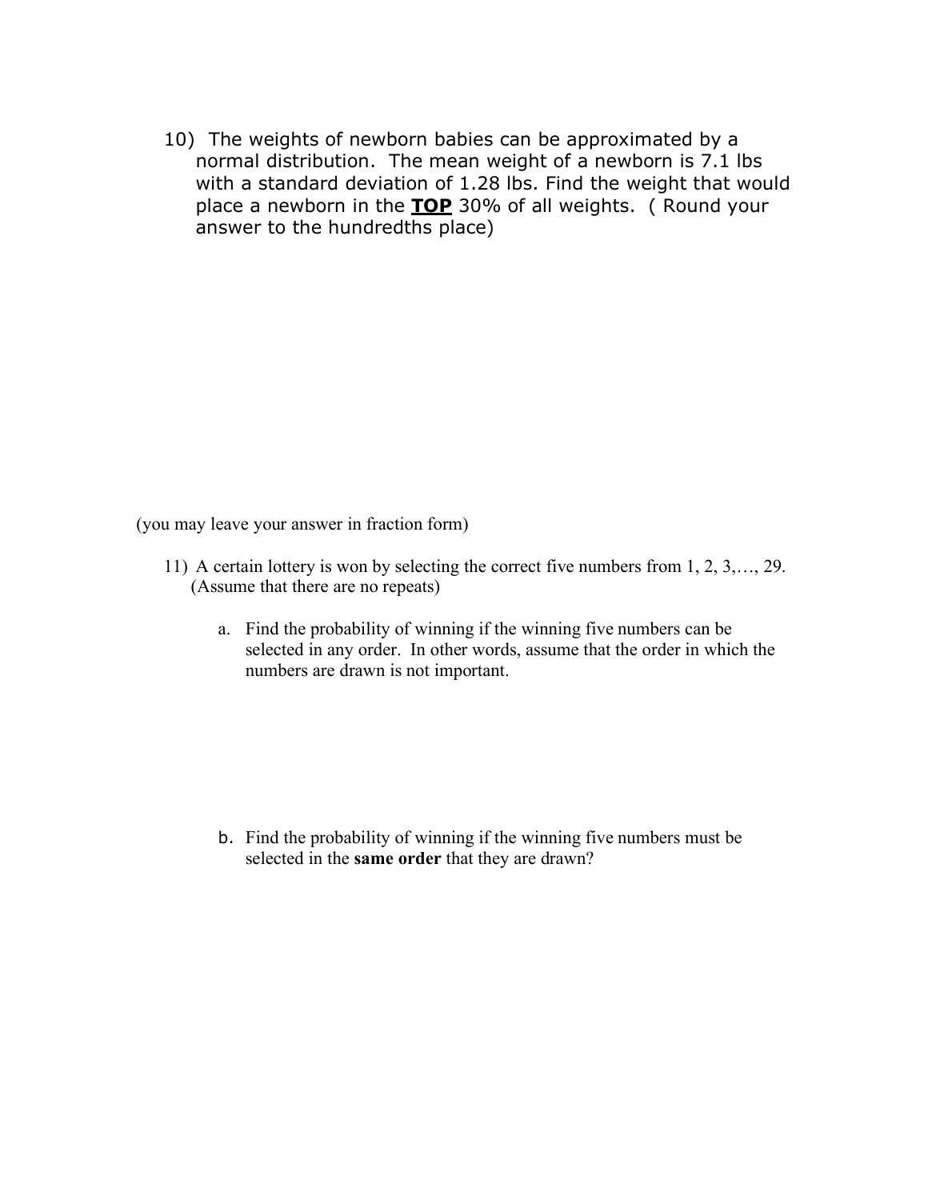10) The weights of newborn babies can be approximated by a normal distribution. The mean weight of a newborn is 7.1 lbs with a standard deviation of 1.28 lbs. Find the weight that would place a newborn in the <u>**TOP**</u> 30% of all weights. ( Round your answer to the hundredths place)

(you may leave your answer in fraction form)

11) A certain lottery is won by selecting the correct five numbers from 1, 2, 3,…, 29. (Assume that there are no repeats)

   a. Find the probability of winning if the winning five numbers can be selected in any order. In other words, assume that the order in which the numbers are drawn is not important.

   b. Find the probability of winning if the winning five numbers must be selected in the **same order** that they are drawn?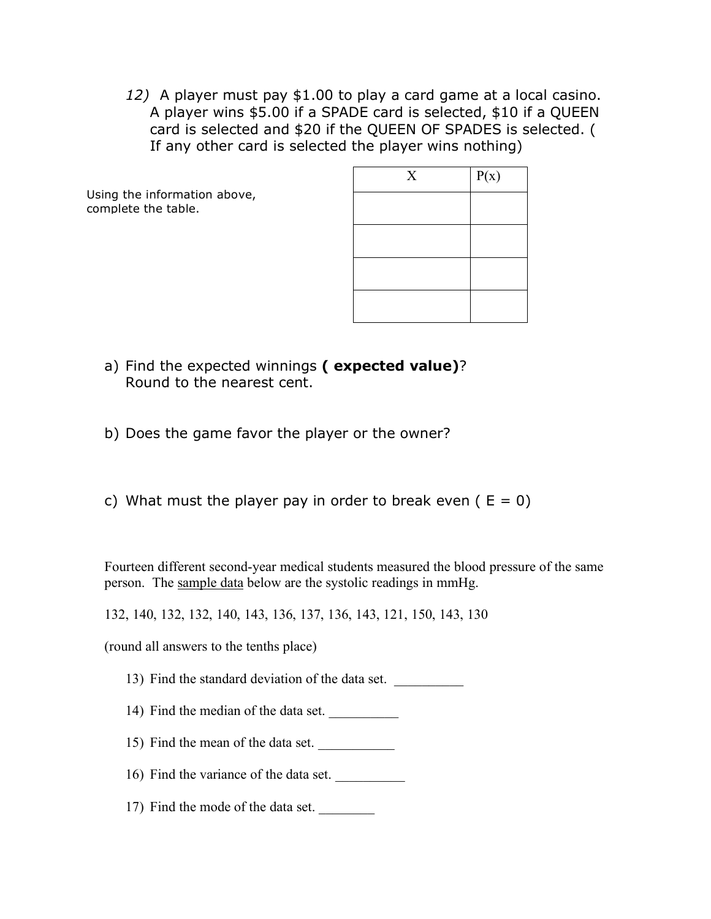12) A player must pay $1.00 to play a card game at a local casino. A player wins $5.00 if a SPADE card is selected, $10 if a QUEEN card is selected and $20 if the QUEEN OF SPADES is selected. ( If any other card is selected the player wins nothing)

Using the information above, complete the table.

| X | P(x) |
|---|---|
| | |
| | |
| | |
| | |

a) Find the expected winnings **( expected value)**? Round to the nearest cent.

b) Does the game favor the player or the owner?

c) What must the player pay in order to break even ( E = 0)

Fourteen different second-year medical students measured the blood pressure of the same person. The sample data below are the systolic readings in mmHg.

132, 140, 132, 132, 140, 143, 136, 137, 136, 143, 121, 150, 143, 130

(round all answers to the tenths place)

13) Find the standard deviation of the data set. __________

14) Find the median of the data set. __________

15) Find the mean of the data set. ___________

16) Find the variance of the data set. __________

17) Find the mode of the data set. ________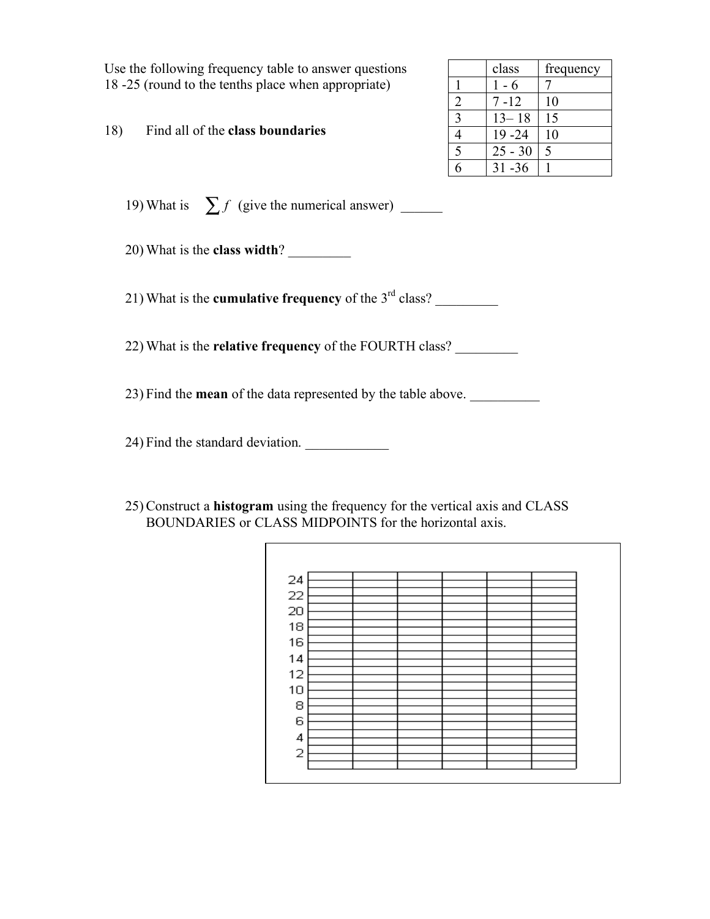Use the following frequency table to answer questions 18 -25 (round to the tenths place when appropriate)

| | class | frequency |
|---|---|---|
| 1 | 1 - 6 | 7 |
| 2 | 7 -12 | 10 |
| 3 | 13– 18 | 15 |
| 4 | 19 -24 | 10 |
| 5 | 25 - 30 | 5 |
| 6 | 31 -36 | 1 |

18) Find all of the **class boundaries**

19) What is $\sum f$ (give the numerical answer) ______

20) What is the **class width**? _________

21) What is the **cumulative frequency** of the 3rd class? _________

22) What is the **relative frequency** of the FOURTH class? _________

23) Find the **mean** of the data represented by the table above. __________

24) Find the standard deviation. ____________

25) Construct a **histogram** using the frequency for the vertical axis and CLASS BOUNDARIES or CLASS MIDPOINTS for the horizontal axis.

24
22
20
18
16
14
12
10
8
6
4
2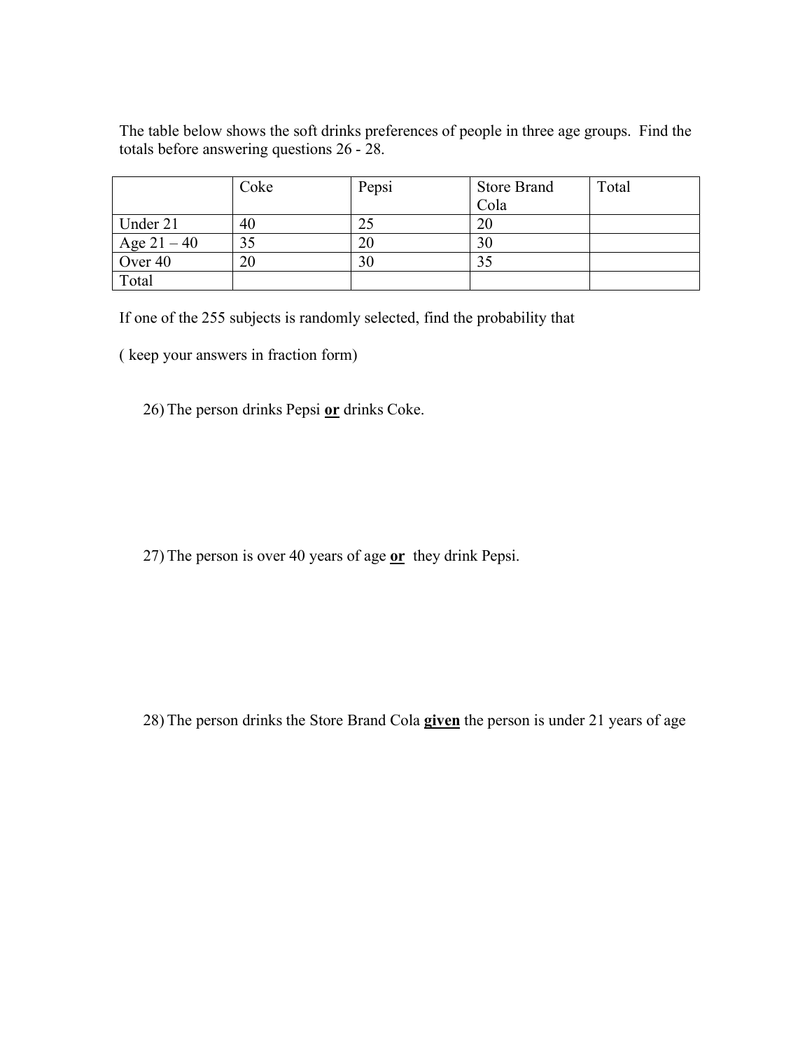The table below shows the soft drinks preferences of people in three age groups. Find the totals before answering questions 26 - 28.

| | Coke | Pepsi | Store Brand Cola | Total |
|---|---|---|---|---|
| Under 21 | 40 | 25 | 20 | |
| Age 21 – 40 | 35 | 20 | 30 | |
| Over 40 | 20 | 30 | 35 | |
| Total | | | | |

If one of the 255 subjects is randomly selected, find the probability that

( keep your answers in fraction form)

26) The person drinks Pepsi **or** drinks Coke.

27) The person is over 40 years of age **or** they drink Pepsi.

28) The person drinks the Store Brand Cola **given** the person is under 21 years of age